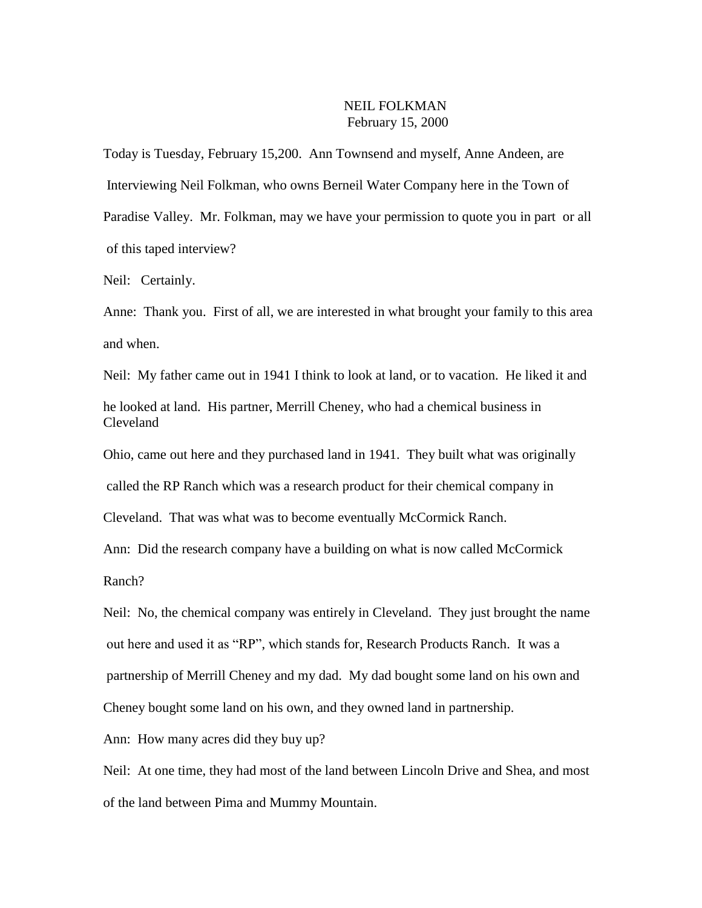# NEIL FOLKMAN
February 15, 2000

Today is Tuesday, February 15,200. Ann Townsend and myself, Anne Andeen, are Interviewing Neil Folkman, who owns Berneil Water Company here in the Town of Paradise Valley. Mr. Folkman, may we have your permission to quote you in part or all of this taped interview?

Neil: Certainly.

Anne: Thank you. First of all, we are interested in what brought your family to this area and when.

Neil: My father came out in 1941 I think to look at land, or to vacation. He liked it and he looked at land. His partner, Merrill Cheney, who had a chemical business in Cleveland Ohio, came out here and they purchased land in 1941. They built what was originally called the RP Ranch which was a research product for their chemical company in Cleveland. That was what was to become eventually McCormick Ranch.

Ann: Did the research company have a building on what is now called McCormick Ranch?

Neil: No, the chemical company was entirely in Cleveland. They just brought the name out here and used it as "RP", which stands for, Research Products Ranch. It was a partnership of Merrill Cheney and my dad. My dad bought some land on his own and Cheney bought some land on his own, and they owned land in partnership.

Ann: How many acres did they buy up?

Neil: At one time, they had most of the land between Lincoln Drive and Shea, and most of the land between Pima and Mummy Mountain.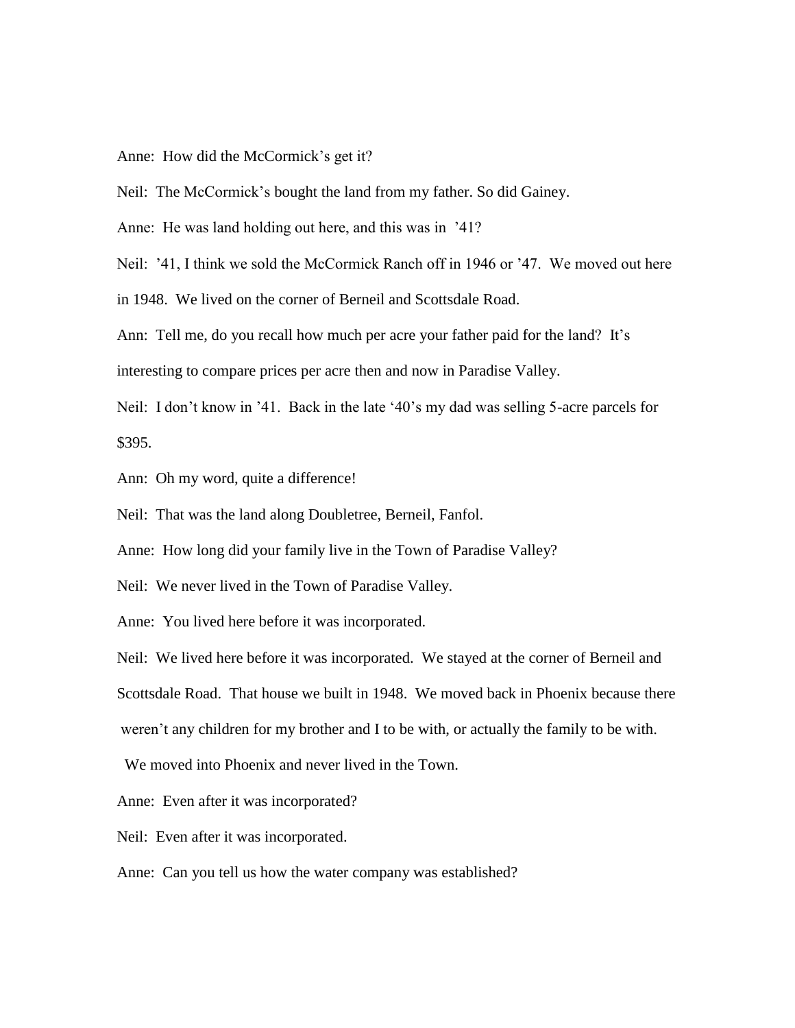Anne: How did the McCormick's get it?

Neil: The McCormick's bought the land from my father. So did Gainey.

Anne: He was land holding out here, and this was in '41?

Neil: '41, I think we sold the McCormick Ranch off in 1946 or '47. We moved out here in 1948. We lived on the corner of Berneil and Scottsdale Road.

Ann: Tell me, do you recall how much per acre your father paid for the land? It's interesting to compare prices per acre then and now in Paradise Valley.

Neil: I don't know in '41. Back in the late '40's my dad was selling 5-acre parcels for $395.

Ann: Oh my word, quite a difference!

Neil: That was the land along Doubletree, Berneil, Fanfol.

Anne: How long did your family live in the Town of Paradise Valley?

Neil: We never lived in the Town of Paradise Valley.

Anne: You lived here before it was incorporated.

Neil: We lived here before it was incorporated. We stayed at the corner of Berneil and Scottsdale Road. That house we built in 1948. We moved back in Phoenix because there weren't any children for my brother and I to be with, or actually the family to be with. We moved into Phoenix and never lived in the Town.

Anne: Even after it was incorporated?

Neil: Even after it was incorporated.

Anne: Can you tell us how the water company was established?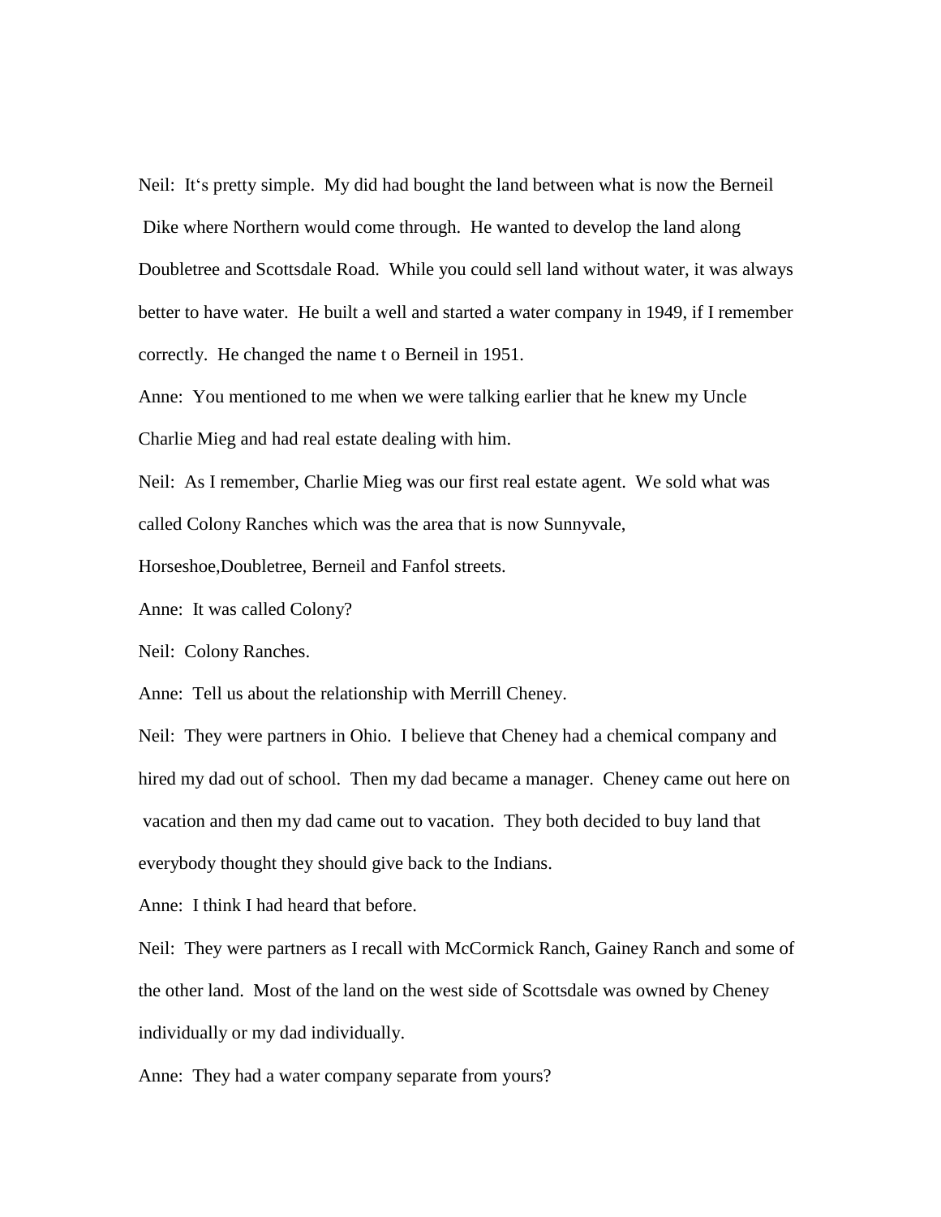Neil: It's pretty simple. My did had bought the land between what is now the Berneil Dike where Northern would come through. He wanted to develop the land along Doubletree and Scottsdale Road. While you could sell land without water, it was always better to have water. He built a well and started a water company in 1949, if I remember correctly. He changed the name t o Berneil in 1951.

Anne: You mentioned to me when we were talking earlier that he knew my Uncle Charlie Mieg and had real estate dealing with him.

Neil: As I remember, Charlie Mieg was our first real estate agent. We sold what was called Colony Ranches which was the area that is now Sunnyvale, Horseshoe,Doubletree, Berneil and Fanfol streets.

Anne: It was called Colony?

Neil: Colony Ranches.

Anne: Tell us about the relationship with Merrill Cheney.

Neil: They were partners in Ohio. I believe that Cheney had a chemical company and hired my dad out of school. Then my dad became a manager. Cheney came out here on vacation and then my dad came out to vacation. They both decided to buy land that everybody thought they should give back to the Indians.

Anne: I think I had heard that before.

Neil: They were partners as I recall with McCormick Ranch, Gainey Ranch and some of the other land. Most of the land on the west side of Scottsdale was owned by Cheney individually or my dad individually.

Anne: They had a water company separate from yours?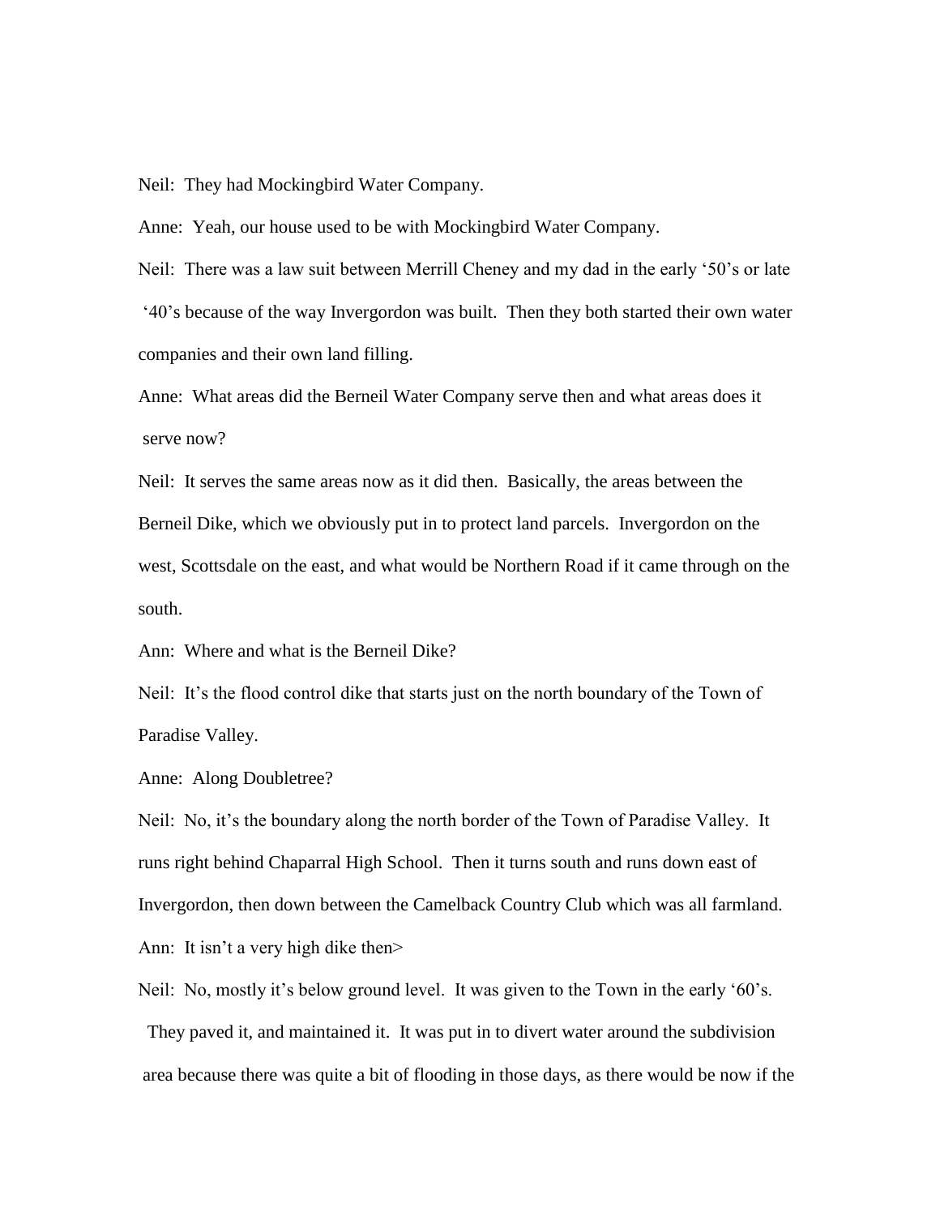Neil: They had Mockingbird Water Company.

Anne: Yeah, our house used to be with Mockingbird Water Company.

Neil: There was a law suit between Merrill Cheney and my dad in the early '50's or late '40's because of the way Invergordon was built. Then they both started their own water companies and their own land filling.

Anne: What areas did the Berneil Water Company serve then and what areas does it serve now?

Neil: It serves the same areas now as it did then. Basically, the areas between the Berneil Dike, which we obviously put in to protect land parcels. Invergordon on the west, Scottsdale on the east, and what would be Northern Road if it came through on the south.

Ann: Where and what is the Berneil Dike?

Neil: It's the flood control dike that starts just on the north boundary of the Town of Paradise Valley.

Anne: Along Doubletree?

Neil: No, it's the boundary along the north border of the Town of Paradise Valley. It runs right behind Chaparral High School. Then it turns south and runs down east of Invergordon, then down between the Camelback Country Club which was all farmland.

Ann: It isn't a very high dike then>

Neil: No, mostly it's below ground level. It was given to the Town in the early '60's. They paved it, and maintained it. It was put in to divert water around the subdivision area because there was quite a bit of flooding in those days, as there would be now if the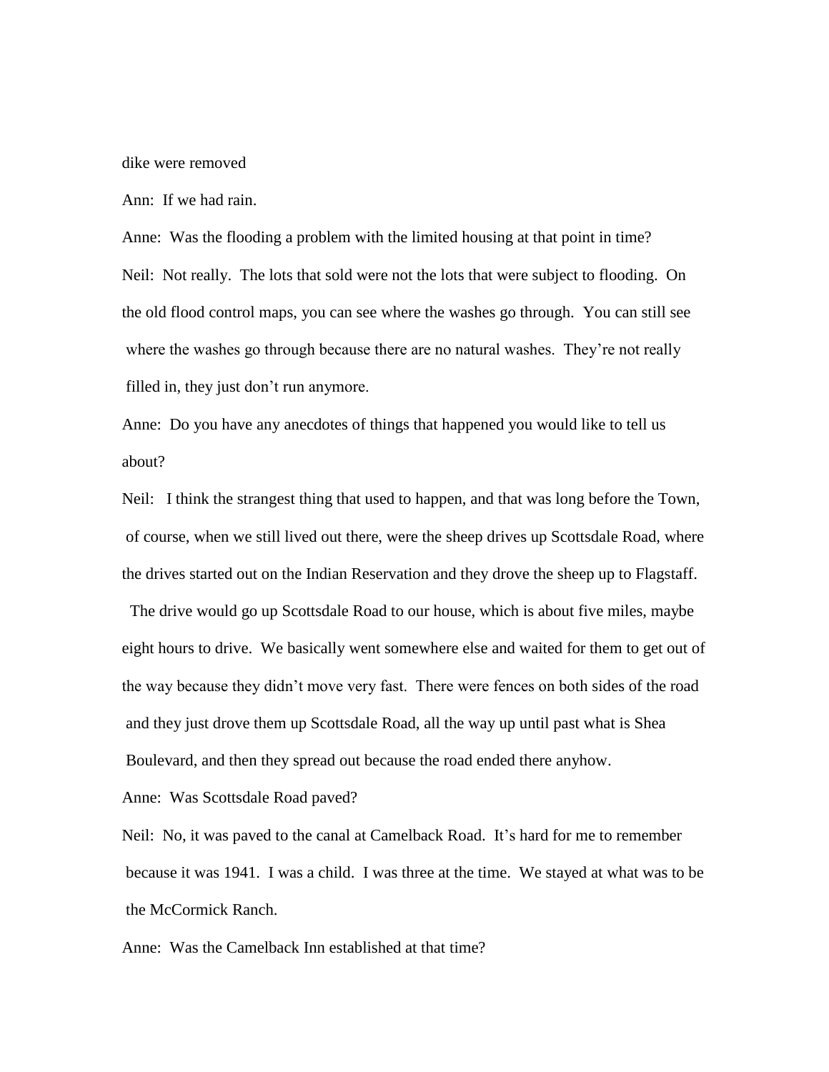dike were removed

Ann: If we had rain.

Anne: Was the flooding a problem with the limited housing at that point in time?

Neil: Not really. The lots that sold were not the lots that were subject to flooding. On the old flood control maps, you can see where the washes go through. You can still see where the washes go through because there are no natural washes. They're not really filled in, they just don't run anymore.

Anne: Do you have any anecdotes of things that happened you would like to tell us about?

Neil: I think the strangest thing that used to happen, and that was long before the Town, of course, when we still lived out there, were the sheep drives up Scottsdale Road, where the drives started out on the Indian Reservation and they drove the sheep up to Flagstaff. The drive would go up Scottsdale Road to our house, which is about five miles, maybe eight hours to drive. We basically went somewhere else and waited for them to get out of the way because they didn't move very fast. There were fences on both sides of the road and they just drove them up Scottsdale Road, all the way up until past what is Shea Boulevard, and then they spread out because the road ended there anyhow.

Anne: Was Scottsdale Road paved?

Neil: No, it was paved to the canal at Camelback Road. It's hard for me to remember because it was 1941. I was a child. I was three at the time. We stayed at what was to be the McCormick Ranch.

Anne: Was the Camelback Inn established at that time?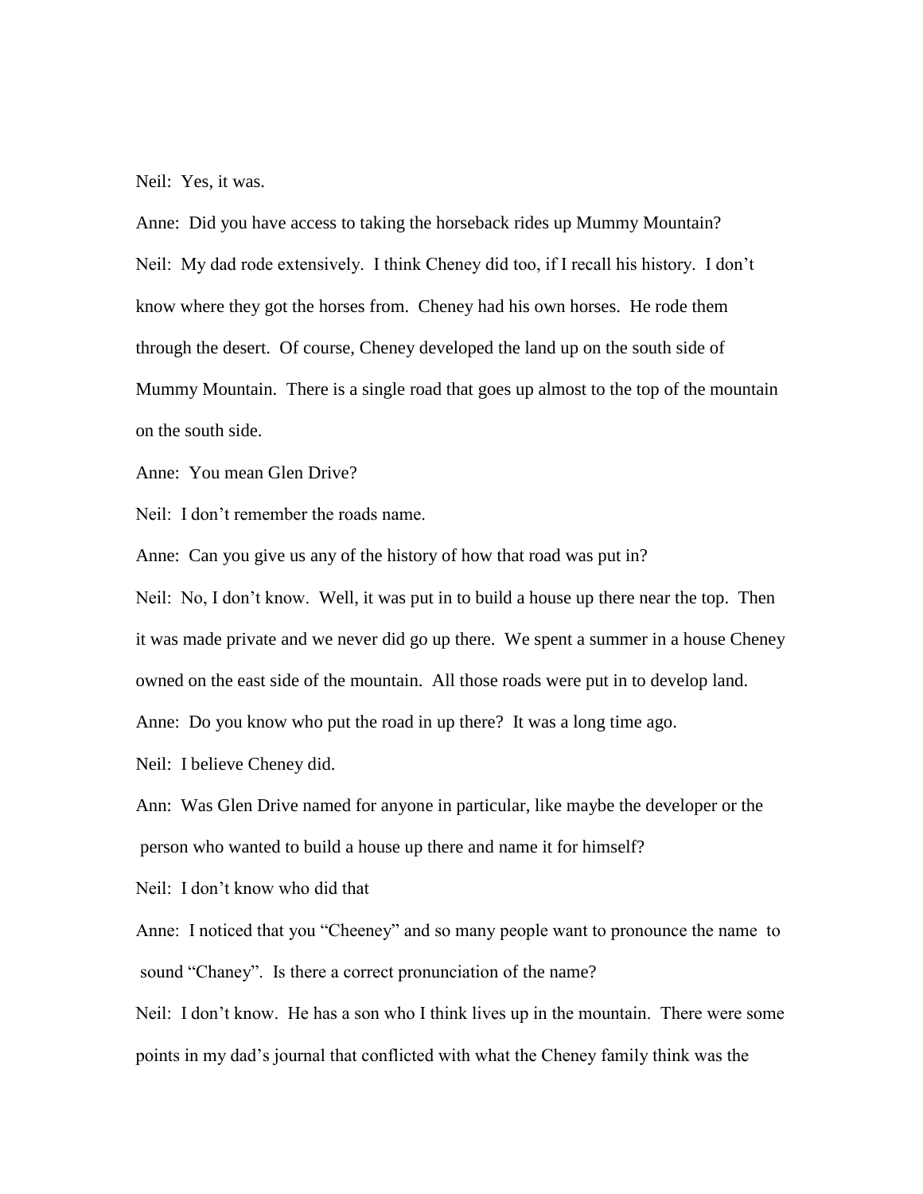Neil: Yes, it was.

Anne: Did you have access to taking the horseback rides up Mummy Mountain?

Neil: My dad rode extensively. I think Cheney did too, if I recall his history. I don't know where they got the horses from. Cheney had his own horses. He rode them through the desert. Of course, Cheney developed the land up on the south side of Mummy Mountain. There is a single road that goes up almost to the top of the mountain on the south side.

Anne: You mean Glen Drive?

Neil: I don't remember the roads name.

Anne: Can you give us any of the history of how that road was put in?

Neil: No, I don't know. Well, it was put in to build a house up there near the top. Then it was made private and we never did go up there. We spent a summer in a house Cheney owned on the east side of the mountain. All those roads were put in to develop land.

Anne: Do you know who put the road in up there? It was a long time ago.

Neil: I believe Cheney did.

Ann: Was Glen Drive named for anyone in particular, like maybe the developer or the person who wanted to build a house up there and name it for himself?

Neil: I don't know who did that

Anne: I noticed that you "Cheeney" and so many people want to pronounce the name to sound "Chaney". Is there a correct pronunciation of the name?

Neil: I don't know. He has a son who I think lives up in the mountain. There were some points in my dad's journal that conflicted with what the Cheney family think was the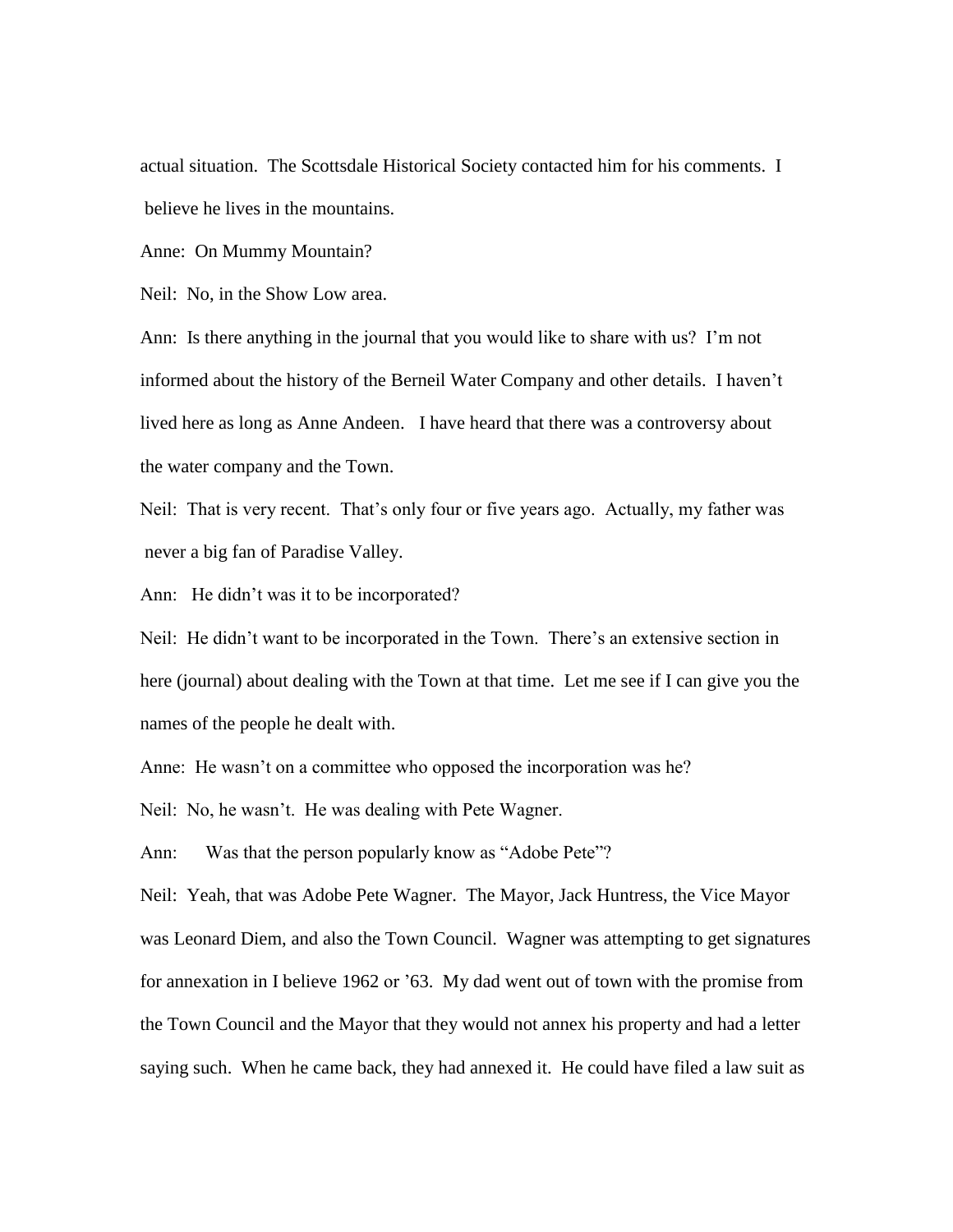actual situation. The Scottsdale Historical Society contacted him for his comments. I believe he lives in the mountains.

Anne: On Mummy Mountain?

Neil: No, in the Show Low area.

Ann: Is there anything in the journal that you would like to share with us? I'm not informed about the history of the Berneil Water Company and other details. I haven't lived here as long as Anne Andeen. I have heard that there was a controversy about the water company and the Town.

Neil: That is very recent. That's only four or five years ago. Actually, my father was never a big fan of Paradise Valley.

Ann: He didn't was it to be incorporated?

Neil: He didn't want to be incorporated in the Town. There's an extensive section in here (journal) about dealing with the Town at that time. Let me see if I can give you the names of the people he dealt with.

Anne: He wasn't on a committee who opposed the incorporation was he?

Neil: No, he wasn't. He was dealing with Pete Wagner.

Ann: Was that the person popularly know as "Adobe Pete"?

Neil: Yeah, that was Adobe Pete Wagner. The Mayor, Jack Huntress, the Vice Mayor was Leonard Diem, and also the Town Council. Wagner was attempting to get signatures for annexation in I believe 1962 or '63. My dad went out of town with the promise from the Town Council and the Mayor that they would not annex his property and had a letter saying such. When he came back, they had annexed it. He could have filed a law suit as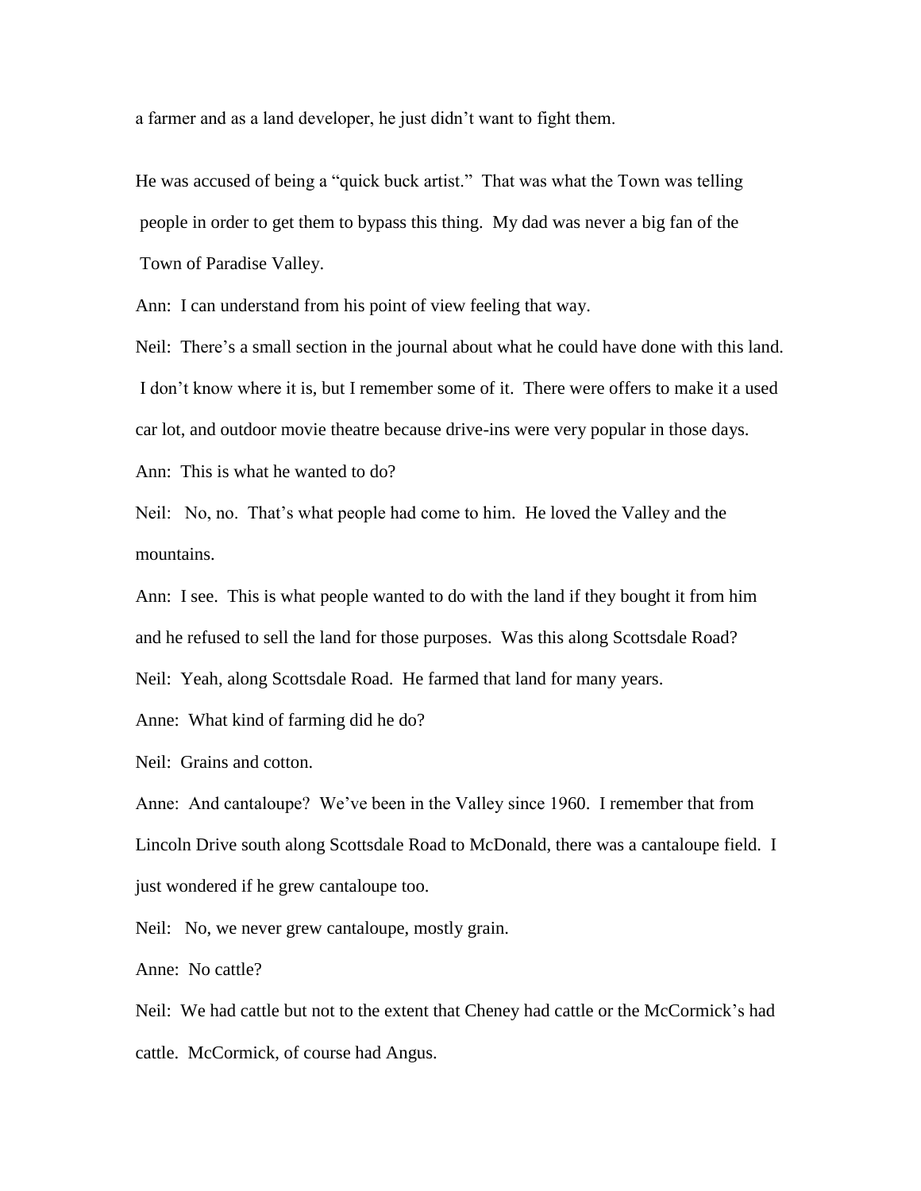a farmer and as a land developer, he just didn't want to fight them.

He was accused of being a "quick buck artist." That was what the Town was telling people in order to get them to bypass this thing. My dad was never a big fan of the Town of Paradise Valley.

Ann: I can understand from his point of view feeling that way.

Neil: There's a small section in the journal about what he could have done with this land. I don't know where it is, but I remember some of it. There were offers to make it a used car lot, and outdoor movie theatre because drive-ins were very popular in those days.

Ann: This is what he wanted to do?

Neil: No, no. That's what people had come to him. He loved the Valley and the mountains.

Ann: I see. This is what people wanted to do with the land if they bought it from him and he refused to sell the land for those purposes. Was this along Scottsdale Road?

Neil: Yeah, along Scottsdale Road. He farmed that land for many years.

Anne: What kind of farming did he do?

Neil: Grains and cotton.

Anne: And cantaloupe? We've been in the Valley since 1960. I remember that from Lincoln Drive south along Scottsdale Road to McDonald, there was a cantaloupe field. I just wondered if he grew cantaloupe too.

Neil: No, we never grew cantaloupe, mostly grain.

Anne: No cattle?

Neil: We had cattle but not to the extent that Cheney had cattle or the McCormick's had cattle. McCormick, of course had Angus.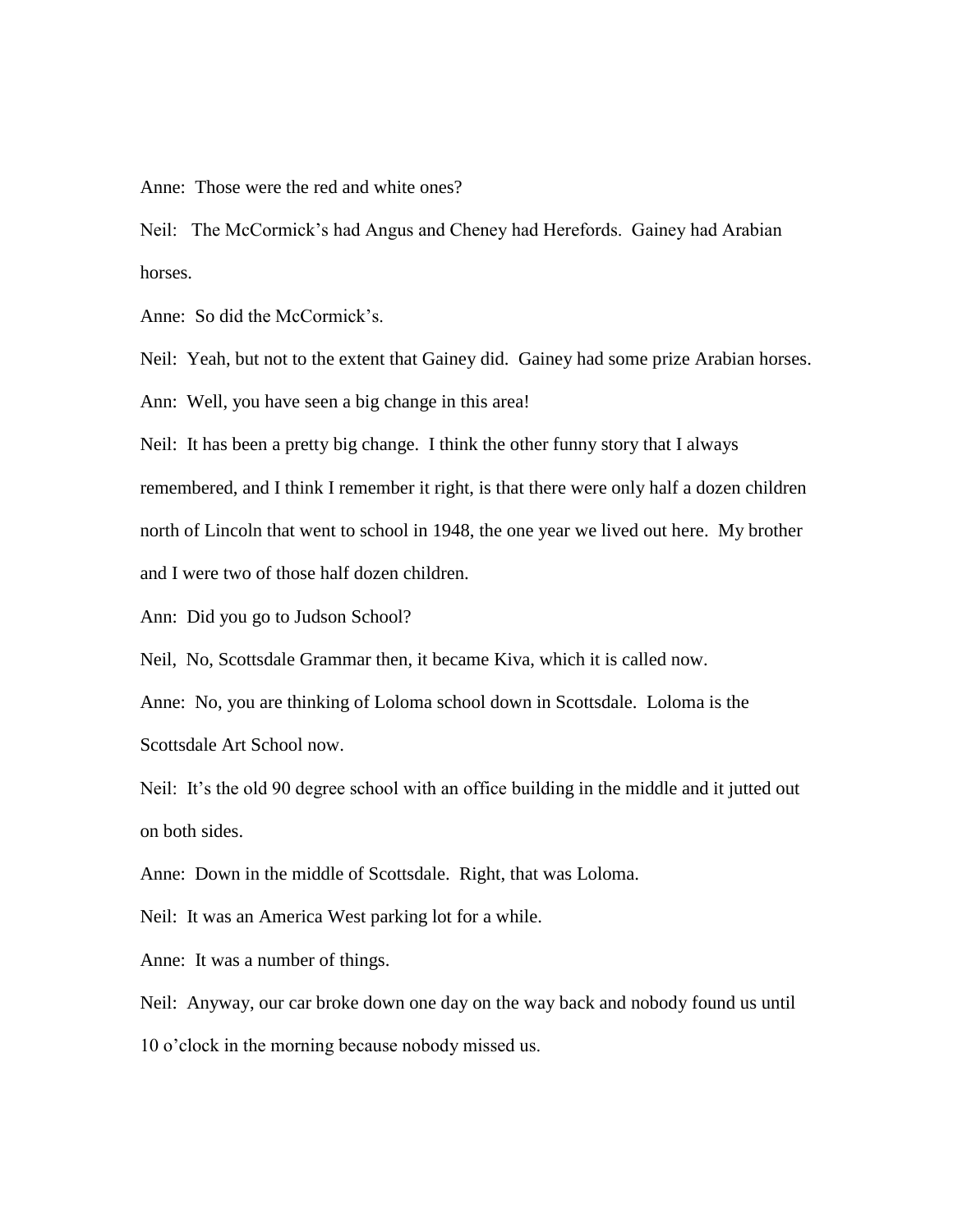Anne: Those were the red and white ones?

Neil: The McCormick's had Angus and Cheney had Herefords. Gainey had Arabian horses.

Anne: So did the McCormick's.

Neil: Yeah, but not to the extent that Gainey did. Gainey had some prize Arabian horses.

Ann: Well, you have seen a big change in this area!

Neil: It has been a pretty big change. I think the other funny story that I always remembered, and I think I remember it right, is that there were only half a dozen children north of Lincoln that went to school in 1948, the one year we lived out here. My brother and I were two of those half dozen children.

Ann: Did you go to Judson School?

Neil, No, Scottsdale Grammar then, it became Kiva, which it is called now.

Anne: No, you are thinking of Loloma school down in Scottsdale. Loloma is the Scottsdale Art School now.

Neil: It's the old 90 degree school with an office building in the middle and it jutted out on both sides.

Anne: Down in the middle of Scottsdale. Right, that was Loloma.

Neil: It was an America West parking lot for a while.

Anne: It was a number of things.

Neil: Anyway, our car broke down one day on the way back and nobody found us until 10 o'clock in the morning because nobody missed us.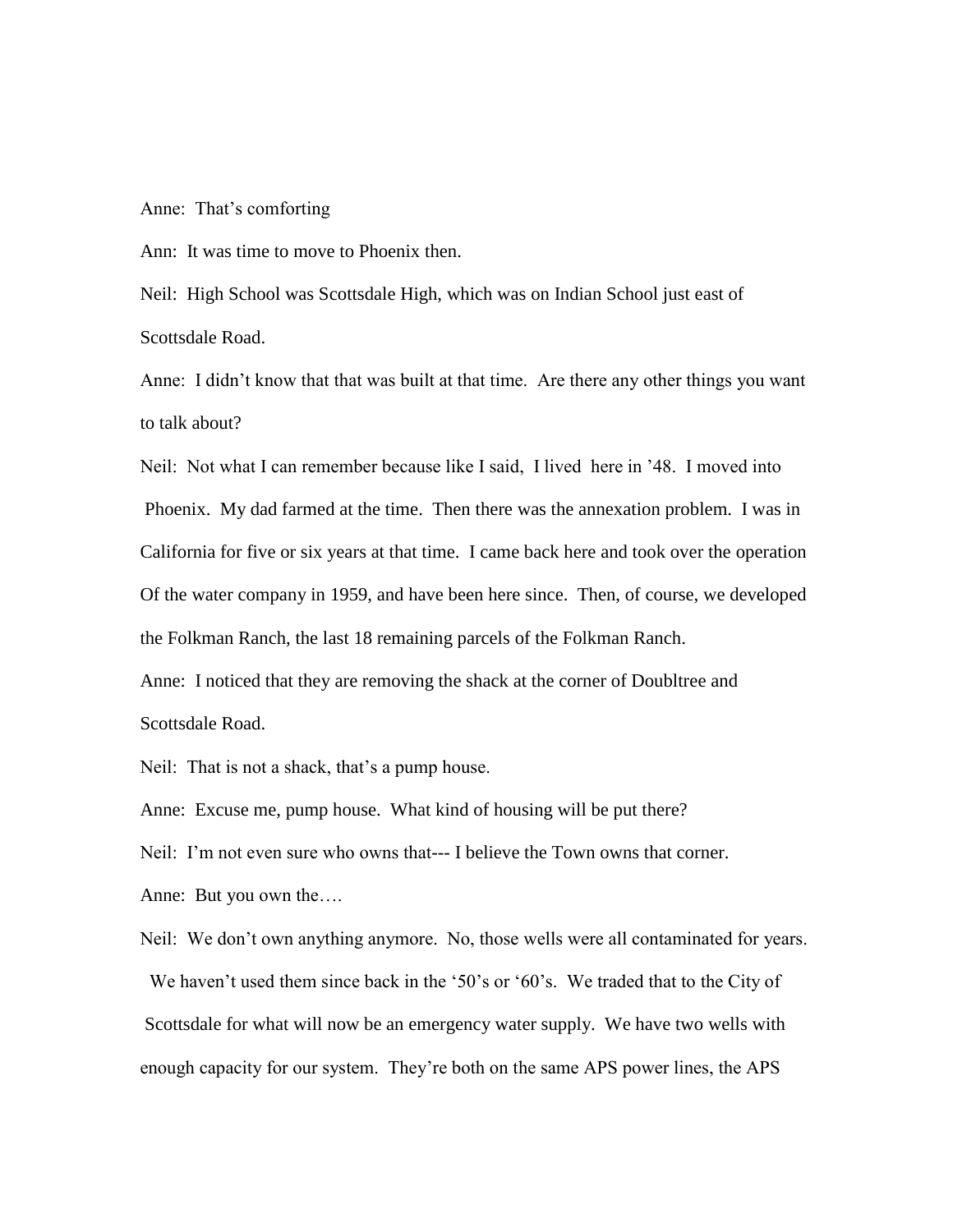Anne: That's comforting

Ann: It was time to move to Phoenix then.

Neil: High School was Scottsdale High, which was on Indian School just east of Scottsdale Road.

Anne: I didn't know that that was built at that time. Are there any other things you want to talk about?

Neil: Not what I can remember because like I said, I lived here in '48. I moved into Phoenix. My dad farmed at the time. Then there was the annexation problem. I was in California for five or six years at that time. I came back here and took over the operation Of the water company in 1959, and have been here since. Then, of course, we developed the Folkman Ranch, the last 18 remaining parcels of the Folkman Ranch.

Anne: I noticed that they are removing the shack at the corner of Doubltree and Scottsdale Road.

Neil: That is not a shack, that's a pump house.

Anne: Excuse me, pump house. What kind of housing will be put there?

Neil: I'm not even sure who owns that--- I believe the Town owns that corner.

Anne: But you own the….

Neil: We don't own anything anymore. No, those wells were all contaminated for years. We haven't used them since back in the '50's or '60's. We traded that to the City of Scottsdale for what will now be an emergency water supply. We have two wells with enough capacity for our system. They're both on the same APS power lines, the APS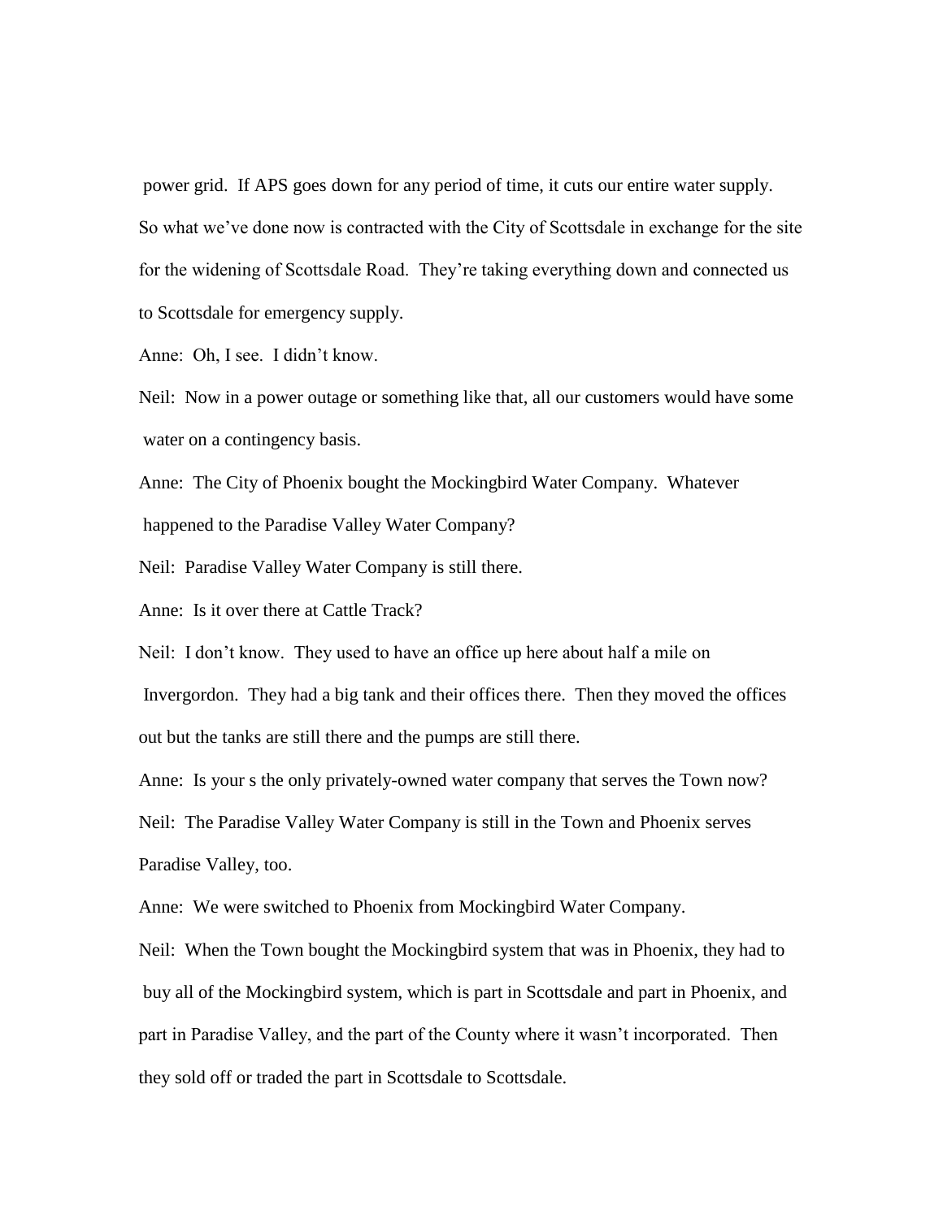power grid. If APS goes down for any period of time, it cuts our entire water supply. So what we've done now is contracted with the City of Scottsdale in exchange for the site for the widening of Scottsdale Road. They're taking everything down and connected us to Scottsdale for emergency supply.

Anne: Oh, I see. I didn't know.

Neil: Now in a power outage or something like that, all our customers would have some water on a contingency basis.

Anne: The City of Phoenix bought the Mockingbird Water Company. Whatever happened to the Paradise Valley Water Company?

Neil: Paradise Valley Water Company is still there.

Anne: Is it over there at Cattle Track?

Neil: I don't know. They used to have an office up here about half a mile on Invergordon. They had a big tank and their offices there. Then they moved the offices out but the tanks are still there and the pumps are still there.

Anne: Is your s the only privately-owned water company that serves the Town now?

Neil: The Paradise Valley Water Company is still in the Town and Phoenix serves Paradise Valley, too.

Anne: We were switched to Phoenix from Mockingbird Water Company.

Neil: When the Town bought the Mockingbird system that was in Phoenix, they had to buy all of the Mockingbird system, which is part in Scottsdale and part in Phoenix, and part in Paradise Valley, and the part of the County where it wasn't incorporated. Then they sold off or traded the part in Scottsdale to Scottsdale.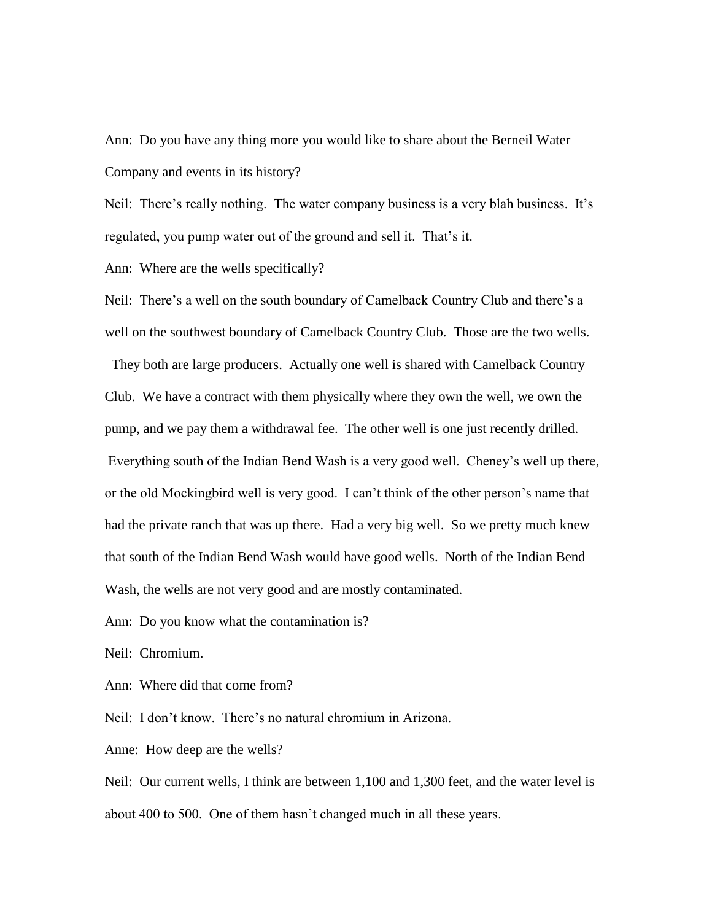Ann: Do you have any thing more you would like to share about the Berneil Water Company and events in its history?

Neil: There's really nothing. The water company business is a very blah business. It's regulated, you pump water out of the ground and sell it. That's it.

Ann: Where are the wells specifically?

Neil: There's a well on the south boundary of Camelback Country Club and there's a well on the southwest boundary of Camelback Country Club. Those are the two wells. They both are large producers. Actually one well is shared with Camelback Country Club. We have a contract with them physically where they own the well, we own the pump, and we pay them a withdrawal fee. The other well is one just recently drilled. Everything south of the Indian Bend Wash is a very good well. Cheney's well up there, or the old Mockingbird well is very good. I can't think of the other person's name that had the private ranch that was up there. Had a very big well. So we pretty much knew that south of the Indian Bend Wash would have good wells. North of the Indian Bend Wash, the wells are not very good and are mostly contaminated.

Ann: Do you know what the contamination is?

Neil: Chromium.

Ann: Where did that come from?

Neil: I don't know. There's no natural chromium in Arizona.

Anne: How deep are the wells?

Neil: Our current wells, I think are between 1,100 and 1,300 feet, and the water level is about 400 to 500. One of them hasn't changed much in all these years.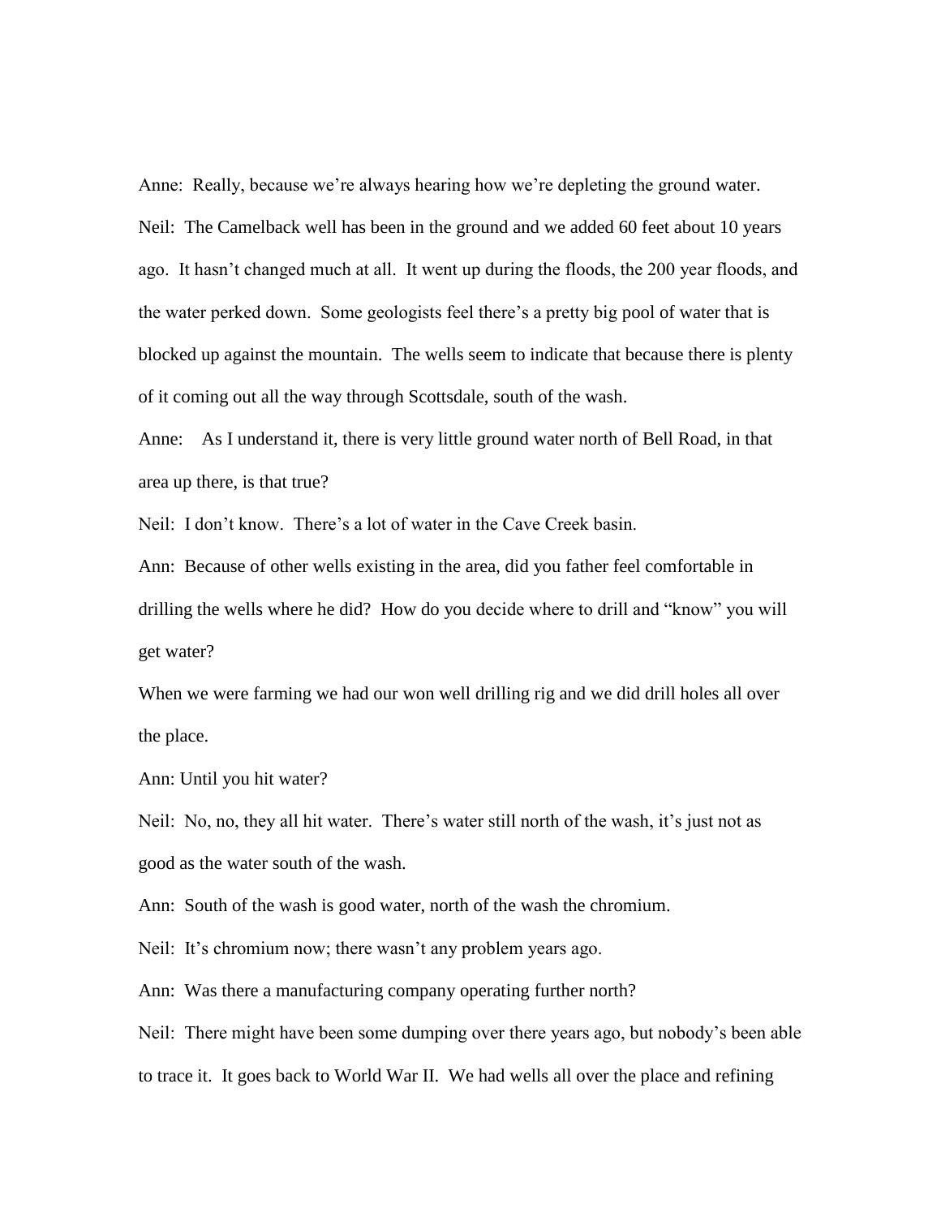Anne: Really, because we're always hearing how we're depleting the ground water.

Neil: The Camelback well has been in the ground and we added 60 feet about 10 years ago. It hasn't changed much at all. It went up during the floods, the 200 year floods, and the water perked down. Some geologists feel there's a pretty big pool of water that is blocked up against the mountain. The wells seem to indicate that because there is plenty of it coming out all the way through Scottsdale, south of the wash.

Anne: As I understand it, there is very little ground water north of Bell Road, in that area up there, is that true?

Neil: I don't know. There's a lot of water in the Cave Creek basin.

Ann: Because of other wells existing in the area, did you father feel comfortable in drilling the wells where he did? How do you decide where to drill and "know" you will get water?

When we were farming we had our won well drilling rig and we did drill holes all over the place.

Ann: Until you hit water?

Neil: No, no, they all hit water. There's water still north of the wash, it's just not as good as the water south of the wash.

Ann: South of the wash is good water, north of the wash the chromium.

Neil: It's chromium now; there wasn't any problem years ago.

Ann: Was there a manufacturing company operating further north?

Neil: There might have been some dumping over there years ago, but nobody's been able to trace it. It goes back to World War II. We had wells all over the place and refining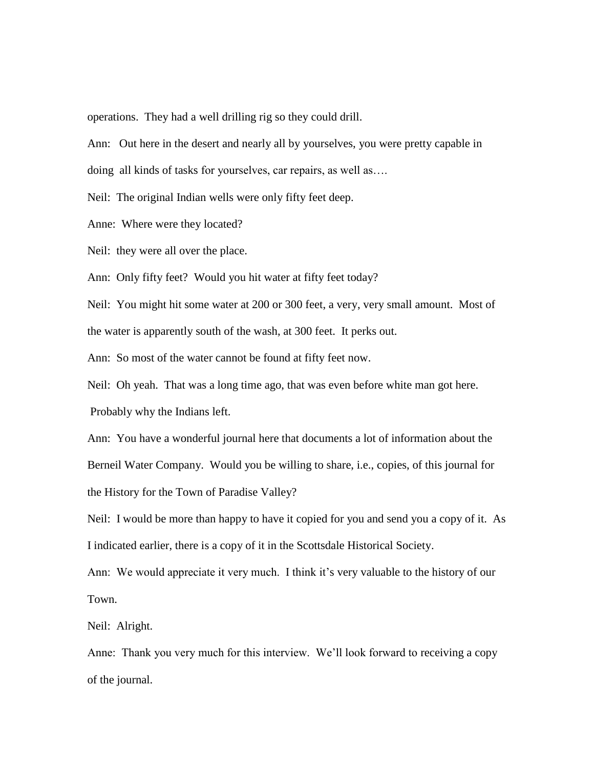operations. They had a well drilling rig so they could drill.

Ann: Out here in the desert and nearly all by yourselves, you were pretty capable in doing all kinds of tasks for yourselves, car repairs, as well as….

Neil: The original Indian wells were only fifty feet deep.

Anne: Where were they located?

Neil: they were all over the place.

Ann: Only fifty feet? Would you hit water at fifty feet today?

Neil: You might hit some water at 200 or 300 feet, a very, very small amount. Most of the water is apparently south of the wash, at 300 feet. It perks out.

Ann: So most of the water cannot be found at fifty feet now.

Neil: Oh yeah. That was a long time ago, that was even before white man got here. Probably why the Indians left.

Ann: You have a wonderful journal here that documents a lot of information about the Berneil Water Company. Would you be willing to share, i.e., copies, of this journal for the History for the Town of Paradise Valley?

Neil: I would be more than happy to have it copied for you and send you a copy of it. As I indicated earlier, there is a copy of it in the Scottsdale Historical Society.

Ann: We would appreciate it very much. I think it's very valuable to the history of our Town.

Neil: Alright.

Anne: Thank you very much for this interview. We'll look forward to receiving a copy of the journal.